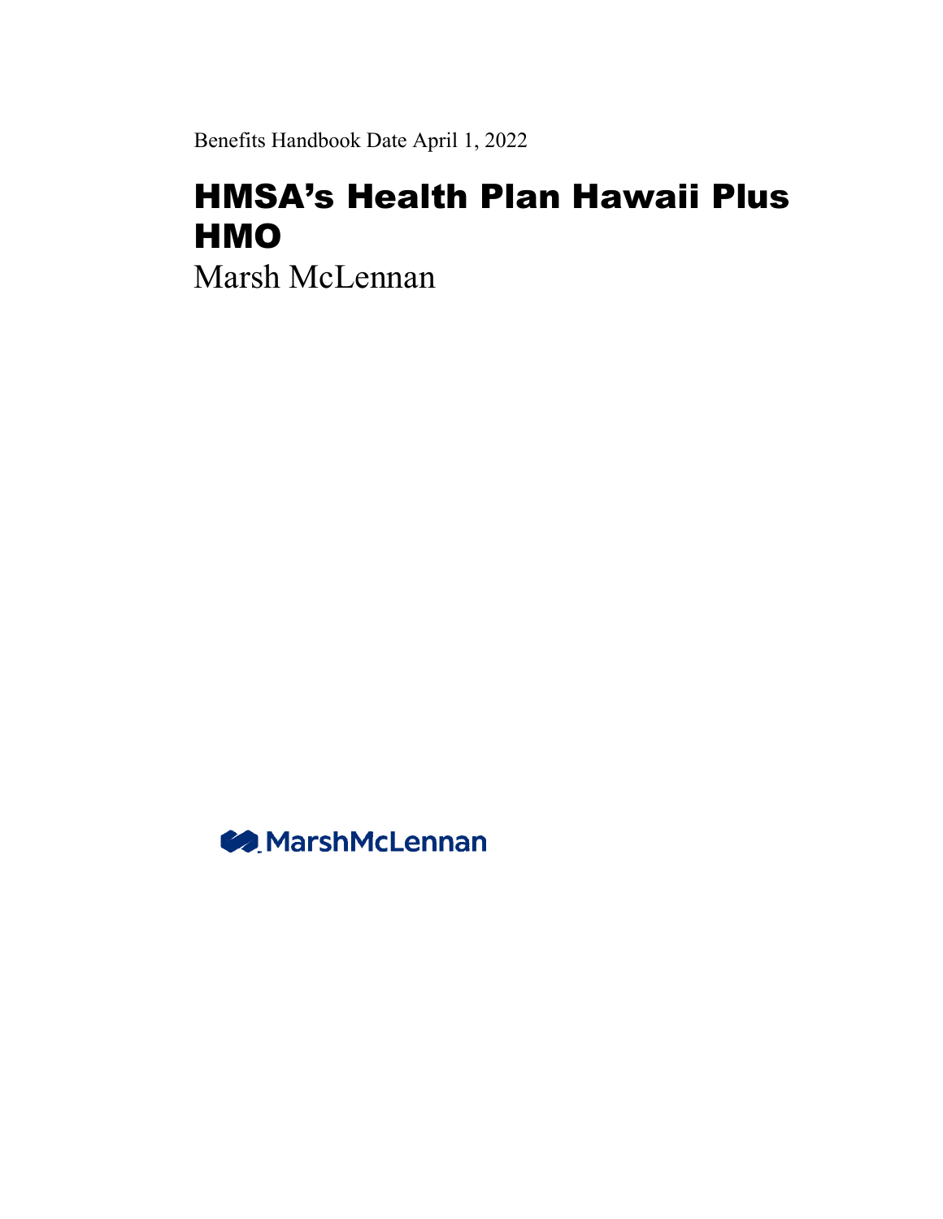Benefits Handbook Date April 1, 2022

# HMSA's Health Plan Hawaii Plus HMO

Marsh McLennan

MarshMcLennan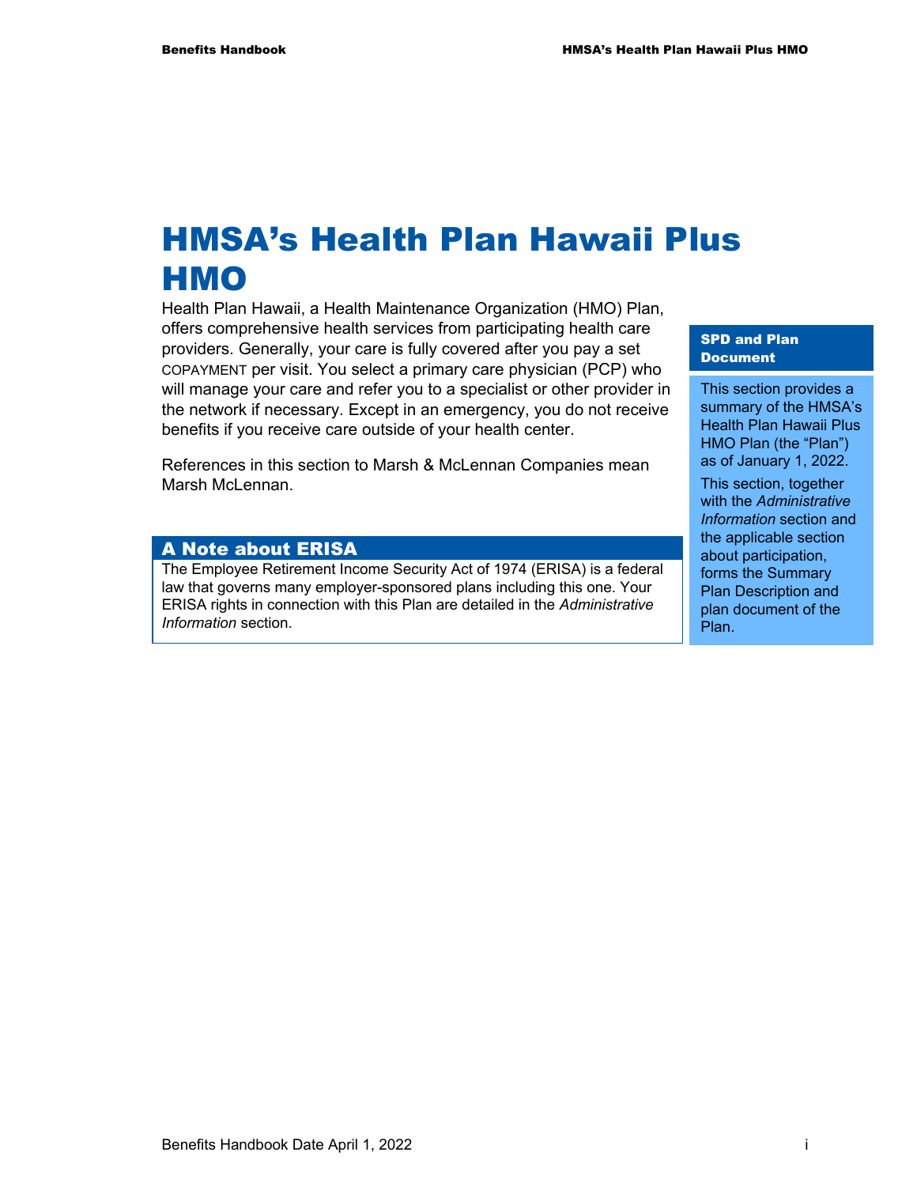# HMSA's Health Plan Hawaii Plus HMO

Health Plan Hawaii, a Health Maintenance Organization (HMO) Plan, offers comprehensive health services from participating health care providers. Generally, your care is fully covered after you pay a set COPAYMENT per visit. You select a primary care physician (PCP) who will manage your care and refer you to a specialist or other provider in the network if necessary. Except in an emergency, you do not receive benefits if you receive care outside of your health center.

References in this section to Marsh & McLennan Companies mean Marsh McLennan.

## A Note about ERISA

The Employee Retirement Income Security Act of 1974 (ERISA) is a federal law that governs many employer-sponsored plans including this one. Your ERISA rights in connection with this Plan are detailed in the *Administrative Information* section.

**SPD and Plan Document**

This section provides a summary of the HMSA's Health Plan Hawaii Plus HMO Plan (the "Plan") as of January 1, 2022.

This section, together with the *Administrative Information* section and the applicable section about participation, forms the Summary Plan Description and plan document of the Plan.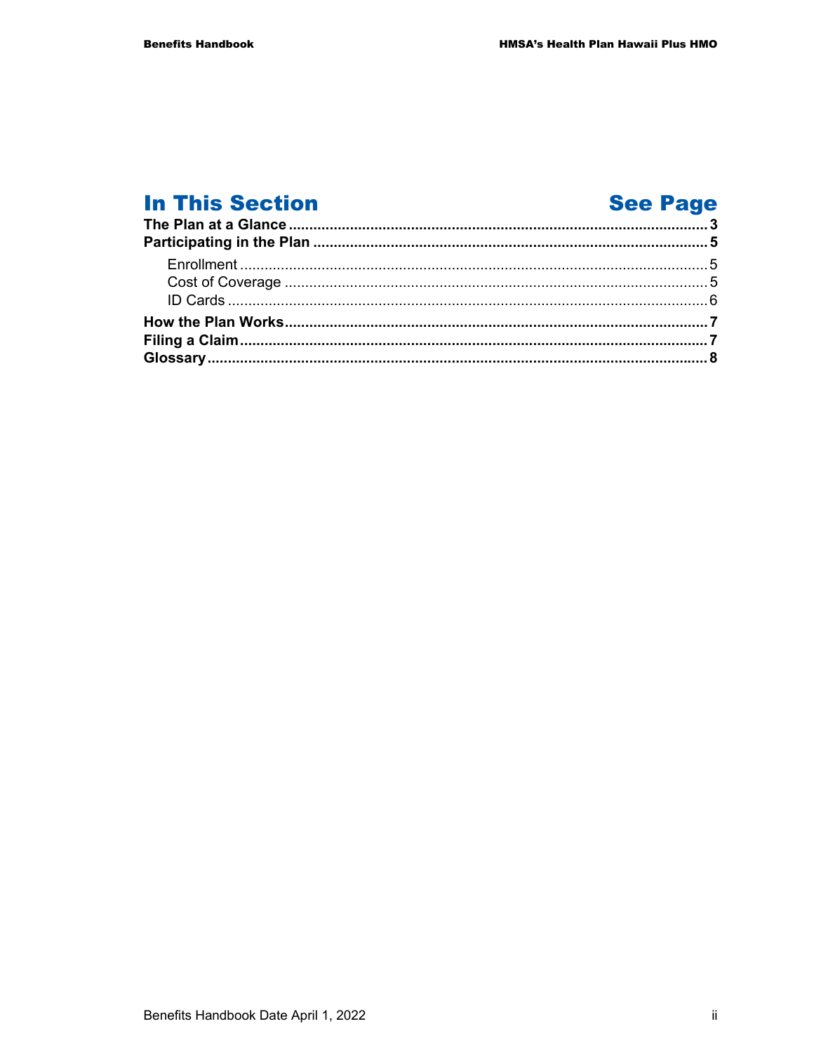| In This Section | See Page |
|---|---|
| **The Plan at a Glance** | **3** |
| **Participating in the Plan** | **5** |
| Enrollment | 5 |
| Cost of Coverage | 5 |
| ID Cards | 6 |
| **How the Plan Works** | **7** |
| **Filing a Claim** | **7** |
| **Glossary** | **8** |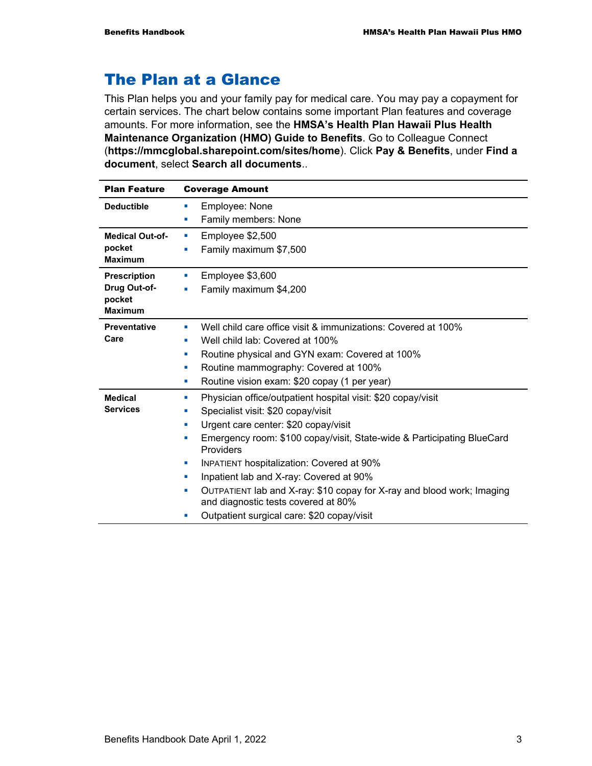# The Plan at a Glance

This Plan helps you and your family pay for medical care. You may pay a copayment for certain services. The chart below contains some important Plan features and coverage amounts. For more information, see the **HMSA's Health Plan Hawaii Plus Health Maintenance Organization (HMO) Guide to Benefits**. Go to Colleague Connect (**https://mmcglobal.sharepoint.com/sites/home**). Click **Pay & Benefits**, under **Find a document**, select **Search all documents**..

| Plan Feature | Coverage Amount |
|---|---|
| **Deductible** | ▪ Employee: None<br>▪ Family members: None |
| **Medical Out-of-pocket Maximum** | ▪ Employee $2,500<br>▪ Family maximum $7,500 |
| **Prescription Drug Out-of-pocket Maximum** | ▪ Employee $3,600<br>▪ Family maximum $4,200 |
| **Preventative Care** | ▪ Well child care office visit & immunizations: Covered at 100%<br>▪ Well child lab: Covered at 100%<br>▪ Routine physical and GYN exam: Covered at 100%<br>▪ Routine mammography: Covered at 100%<br>▪ Routine vision exam: $20 copay (1 per year) |
| **Medical Services** | ▪ Physician office/outpatient hospital visit: $20 copay/visit<br>▪ Specialist visit: $20 copay/visit<br>▪ Urgent care center: $20 copay/visit<br>▪ Emergency room: $100 copay/visit, State-wide & Participating BlueCard Providers<br>▪ INPATIENT hospitalization: Covered at 90%<br>▪ Inpatient lab and X-ray: Covered at 90%<br>▪ OUTPATIENT lab and X-ray: $10 copay for X-ray and blood work; Imaging and diagnostic tests covered at 80%<br>▪ Outpatient surgical care: $20 copay/visit |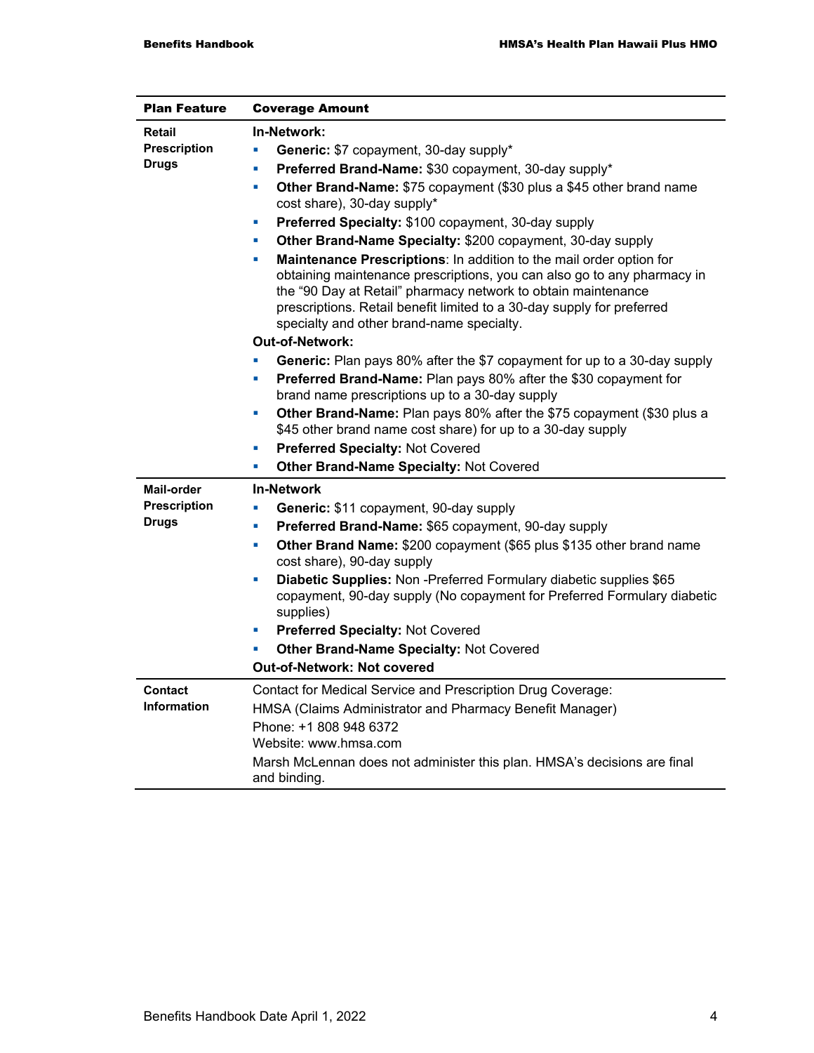| Plan Feature | Coverage Amount |
| --- | --- |
| **Retail Prescription Drugs** | **In-Network:**<br>▪ **Generic:** $7 copayment, 30-day supply*<br>▪ **Preferred Brand-Name:** $30 copayment, 30-day supply*<br>▪ **Other Brand-Name:** $75 copayment ($30 plus a $45 other brand name cost share), 30-day supply*<br>▪ **Preferred Specialty:** $100 copayment, 30-day supply<br>▪ **Other Brand-Name Specialty:** $200 copayment, 30-day supply<br>▪ **Maintenance Prescriptions**: In addition to the mail order option for obtaining maintenance prescriptions, you can also go to any pharmacy in the "90 Day at Retail" pharmacy network to obtain maintenance prescriptions. Retail benefit limited to a 30-day supply for preferred specialty and other brand-name specialty.<br>**Out-of-Network:**<br>▪ **Generic:** Plan pays 80% after the $7 copayment for up to a 30-day supply<br>▪ **Preferred Brand-Name:** Plan pays 80% after the $30 copayment for brand name prescriptions up to a 30-day supply<br>▪ **Other Brand-Name:** Plan pays 80% after the $75 copayment ($30 plus a $45 other brand name cost share) for up to a 30-day supply<br>▪ **Preferred Specialty:** Not Covered<br>▪ **Other Brand-Name Specialty:** Not Covered |
| **Mail-order Prescription Drugs** | **In-Network**<br>▪ **Generic:** $11 copayment, 90-day supply<br>▪ **Preferred Brand-Name:** $65 copayment, 90-day supply<br>▪ **Other Brand Name:** $200 copayment ($65 plus $135 other brand name cost share), 90-day supply<br>▪ **Diabetic Supplies:** Non -Preferred Formulary diabetic supplies $65 copayment, 90-day supply (No copayment for Preferred Formulary diabetic supplies)<br>▪ **Preferred Specialty:** Not Covered<br>▪ **Other Brand-Name Specialty:** Not Covered<br>**Out-of-Network: Not covered** |
| **Contact Information** | Contact for Medical Service and Prescription Drug Coverage:<br>HMSA (Claims Administrator and Pharmacy Benefit Manager)<br>Phone: +1 808 948 6372<br>Website: www.hmsa.com<br>Marsh McLennan does not administer this plan. HMSA's decisions are final and binding. |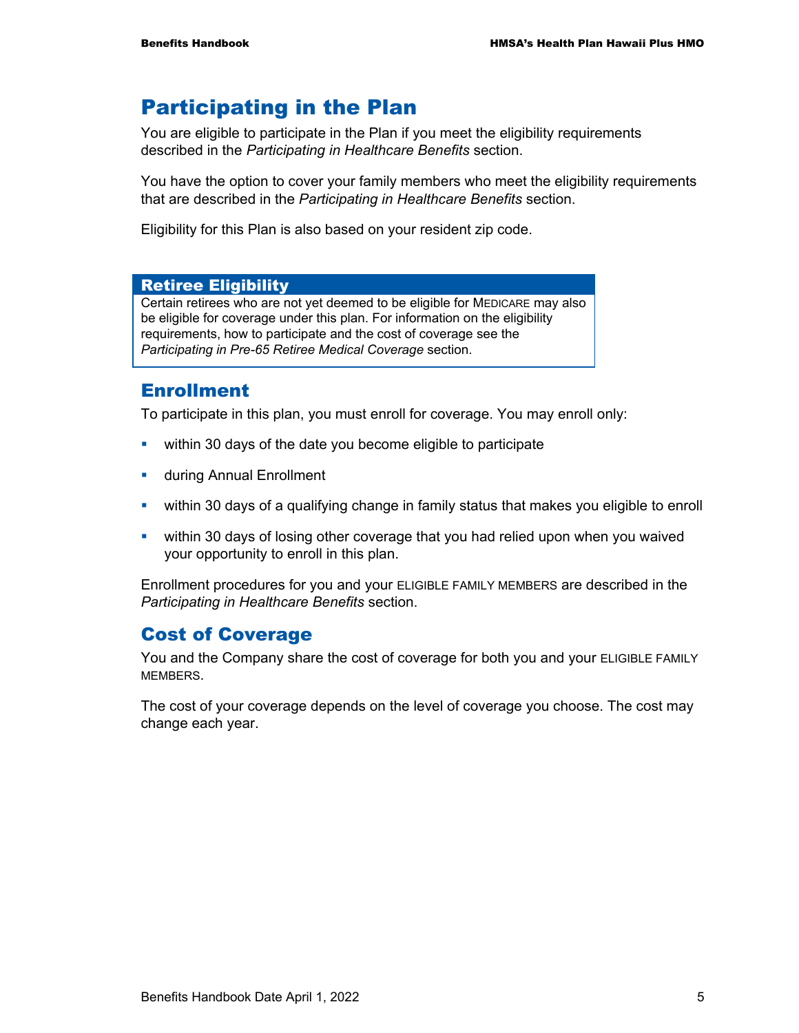# Participating in the Plan

You are eligible to participate in the Plan if you meet the eligibility requirements described in the *Participating in Healthcare Benefits* section.

You have the option to cover your family members who meet the eligibility requirements that are described in the *Participating in Healthcare Benefits* section.

Eligibility for this Plan is also based on your resident zip code.

### Retiree Eligibility

Certain retirees who are not yet deemed to be eligible for MEDICARE may also be eligible for coverage under this plan. For information on the eligibility requirements, how to participate and the cost of coverage see the *Participating in Pre-65 Retiree Medical Coverage* section.

## Enrollment

To participate in this plan, you must enroll for coverage. You may enroll only:

- within 30 days of the date you become eligible to participate
- during Annual Enrollment
- within 30 days of a qualifying change in family status that makes you eligible to enroll
- within 30 days of losing other coverage that you had relied upon when you waived your opportunity to enroll in this plan.

Enrollment procedures for you and your ELIGIBLE FAMILY MEMBERS are described in the *Participating in Healthcare Benefits* section.

## Cost of Coverage

You and the Company share the cost of coverage for both you and your ELIGIBLE FAMILY MEMBERS.

The cost of your coverage depends on the level of coverage you choose. The cost may change each year.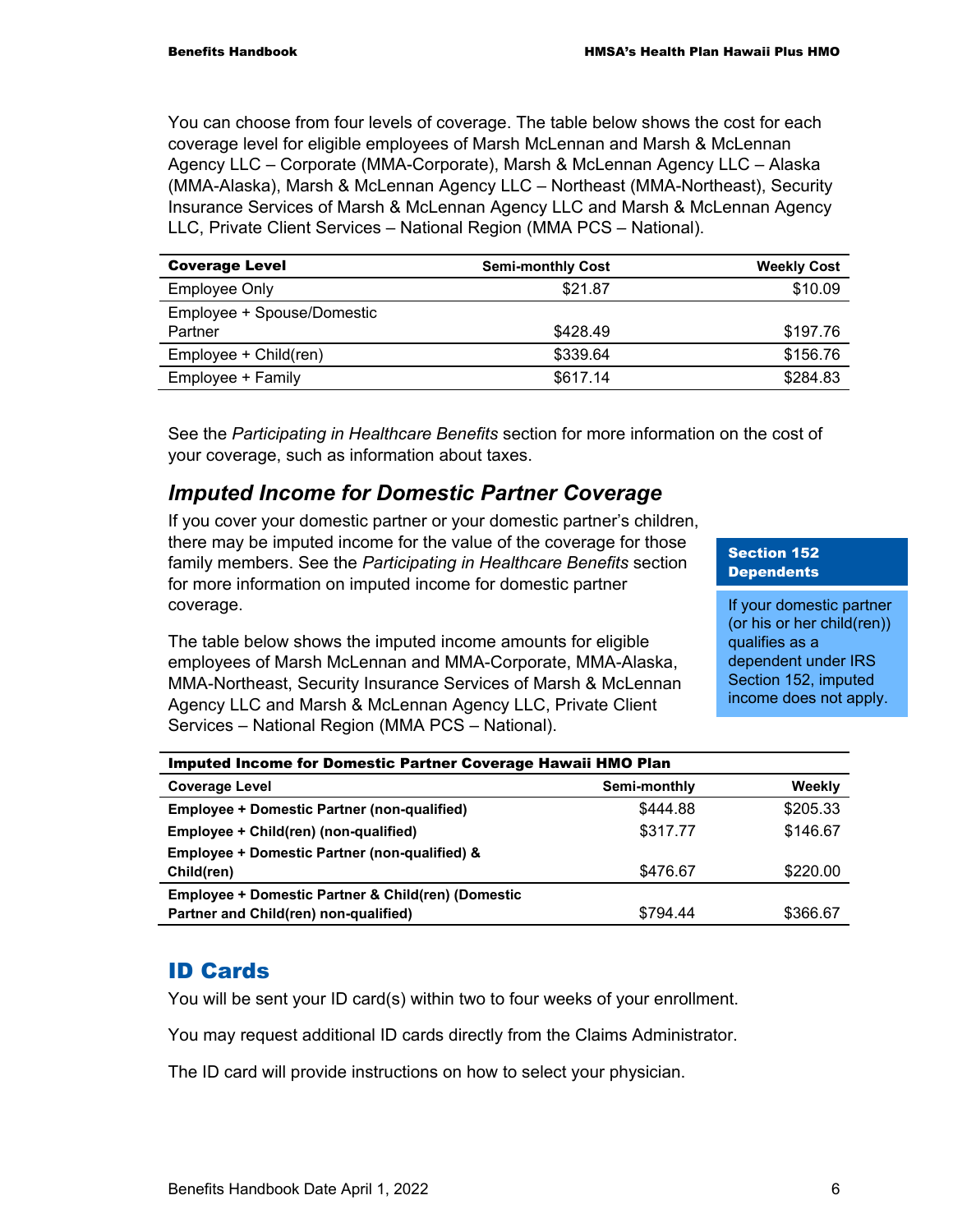You can choose from four levels of coverage. The table below shows the cost for each coverage level for eligible employees of Marsh McLennan and Marsh & McLennan Agency LLC – Corporate (MMA-Corporate), Marsh & McLennan Agency LLC – Alaska (MMA-Alaska), Marsh & McLennan Agency LLC – Northeast (MMA-Northeast), Security Insurance Services of Marsh & McLennan Agency LLC and Marsh & McLennan Agency LLC, Private Client Services – National Region (MMA PCS – National).

| Coverage Level | Semi-monthly Cost | Weekly Cost |
|---|---|---|
| Employee Only | $21.87 | $10.09 |
| Employee + Spouse/Domestic Partner | $428.49 | $197.76 |
| Employee + Child(ren) | $339.64 | $156.76 |
| Employee + Family | $617.14 | $284.83 |

See the *Participating in Healthcare Benefits* section for more information on the cost of your coverage, such as information about taxes.

## *Imputed Income for Domestic Partner Coverage*

If you cover your domestic partner or your domestic partner's children, there may be imputed income for the value of the coverage for those family members. See the *Participating in Healthcare Benefits* section for more information on imputed income for domestic partner coverage.

**Section 152 Dependents**

If your domestic partner (or his or her child(ren)) qualifies as a dependent under IRS Section 152, imputed income does not apply.

The table below shows the imputed income amounts for eligible employees of Marsh McLennan and MMA-Corporate, MMA-Alaska, MMA-Northeast, Security Insurance Services of Marsh & McLennan Agency LLC and Marsh & McLennan Agency LLC, Private Client Services – National Region (MMA PCS – National).

| Imputed Income for Domestic Partner Coverage Hawaii HMO Plan | | |
|---|---|---|
| **Coverage Level** | **Semi-monthly** | **Weekly** |
| **Employee + Domestic Partner (non-qualified)** | $444.88 | $205.33 |
| **Employee + Child(ren) (non-qualified)** | $317.77 | $146.67 |
| **Employee + Domestic Partner (non-qualified) & Child(ren)** | $476.67 | $220.00 |
| **Employee + Domestic Partner & Child(ren) (Domestic Partner and Child(ren) non-qualified)** | $794.44 | $366.67 |

## ID Cards

You will be sent your ID card(s) within two to four weeks of your enrollment.

You may request additional ID cards directly from the Claims Administrator.

The ID card will provide instructions on how to select your physician.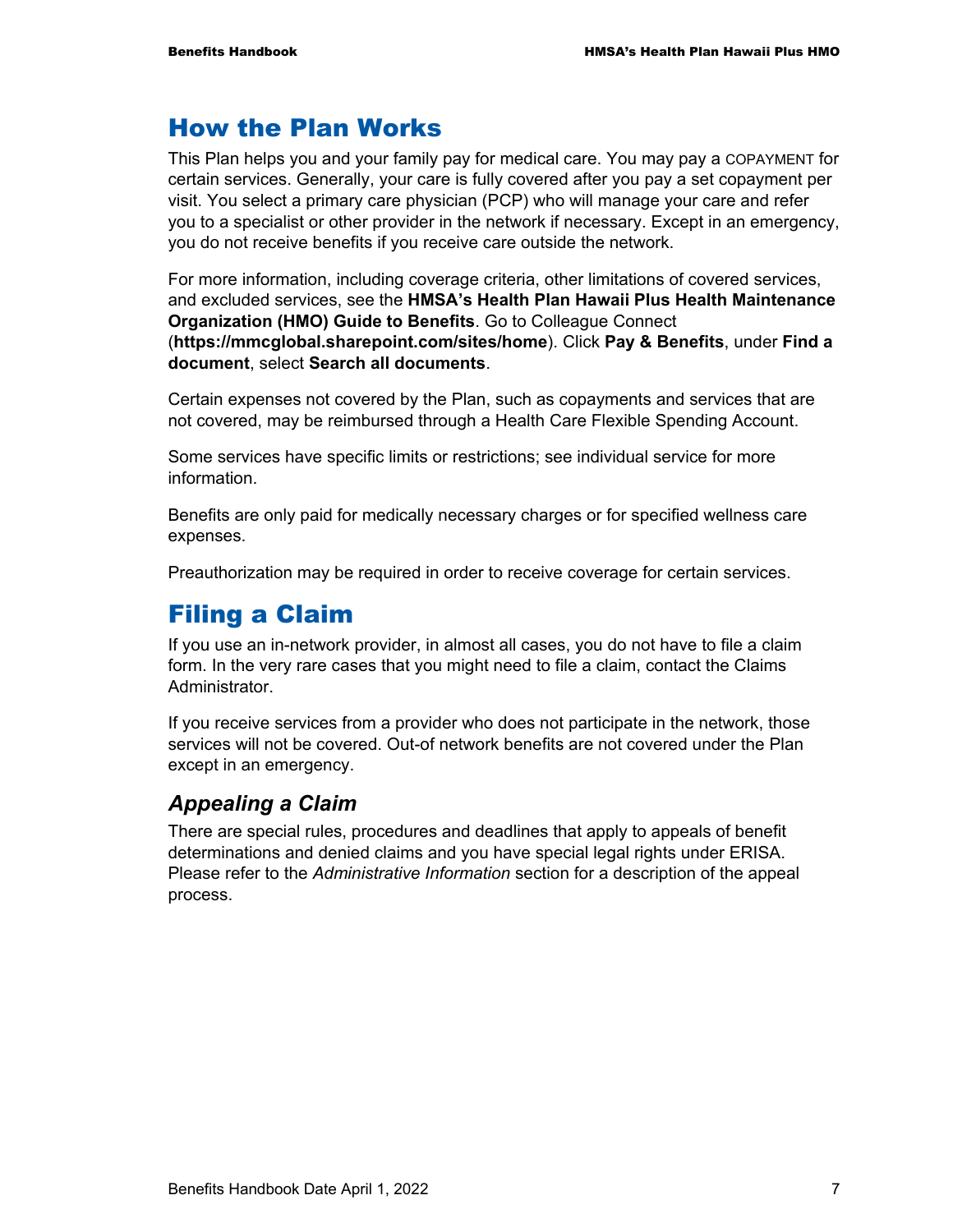# How the Plan Works

This Plan helps you and your family pay for medical care. You may pay a COPAYMENT for certain services. Generally, your care is fully covered after you pay a set copayment per visit. You select a primary care physician (PCP) who will manage your care and refer you to a specialist or other provider in the network if necessary. Except in an emergency, you do not receive benefits if you receive care outside the network.

For more information, including coverage criteria, other limitations of covered services, and excluded services, see the **HMSA's Health Plan Hawaii Plus Health Maintenance Organization (HMO) Guide to Benefits**. Go to Colleague Connect (**https://mmcglobal.sharepoint.com/sites/home**). Click **Pay & Benefits**, under **Find a document**, select **Search all documents**.

Certain expenses not covered by the Plan, such as copayments and services that are not covered, may be reimbursed through a Health Care Flexible Spending Account.

Some services have specific limits or restrictions; see individual service for more information.

Benefits are only paid for medically necessary charges or for specified wellness care expenses.

Preauthorization may be required in order to receive coverage for certain services.

# Filing a Claim

If you use an in-network provider, in almost all cases, you do not have to file a claim form. In the very rare cases that you might need to file a claim, contact the Claims Administrator.

If you receive services from a provider who does not participate in the network, those services will not be covered. Out-of network benefits are not covered under the Plan except in an emergency.

## *Appealing a Claim*

There are special rules, procedures and deadlines that apply to appeals of benefit determinations and denied claims and you have special legal rights under ERISA. Please refer to the *Administrative Information* section for a description of the appeal process.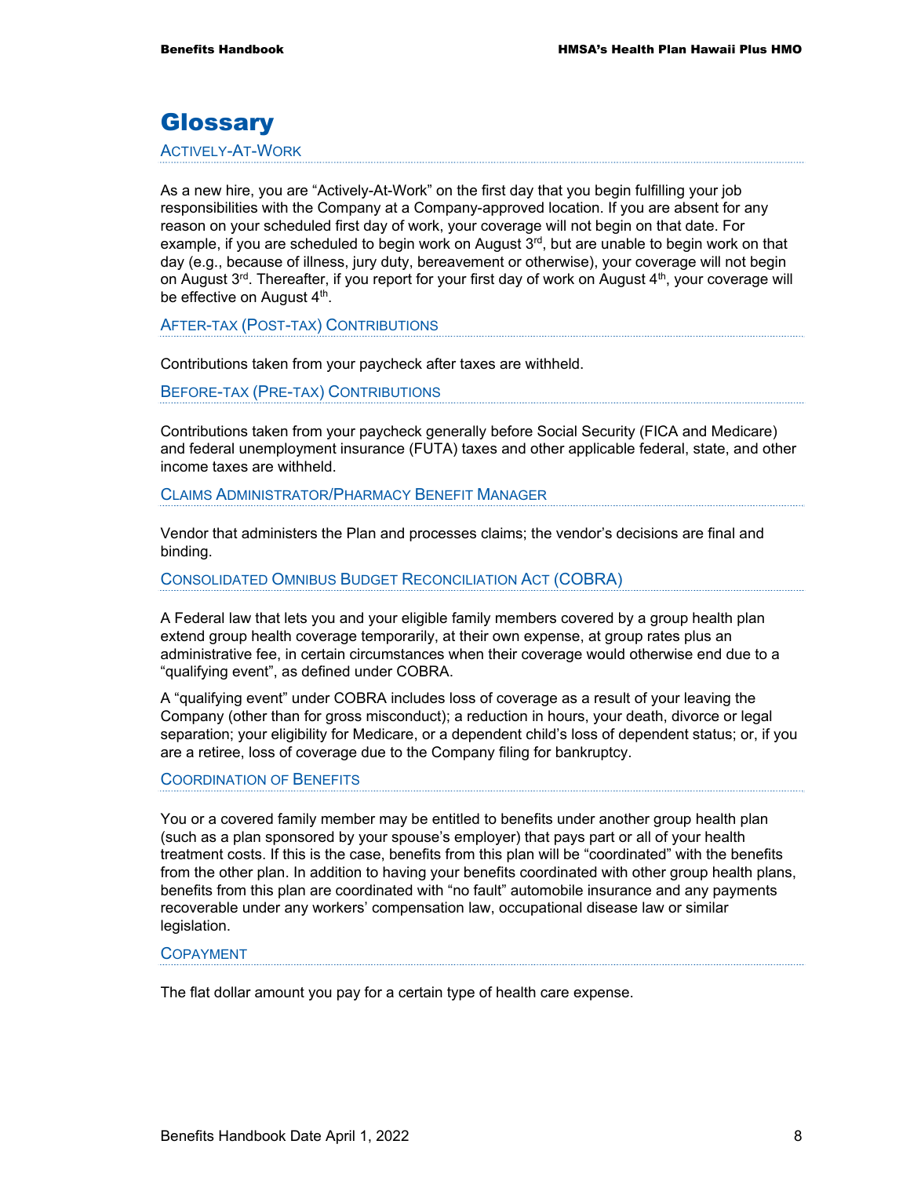# Glossary

### Actively-At-Work

As a new hire, you are "Actively-At-Work" on the first day that you begin fulfilling your job responsibilities with the Company at a Company-approved location. If you are absent for any reason on your scheduled first day of work, your coverage will not begin on that date. For example, if you are scheduled to begin work on August 3rd, but are unable to begin work on that day (e.g., because of illness, jury duty, bereavement or otherwise), your coverage will not begin on August 3rd. Thereafter, if you report for your first day of work on August 4th, your coverage will be effective on August 4th.

### After-tax (Post-tax) Contributions

Contributions taken from your paycheck after taxes are withheld.

### Before-tax (Pre-tax) Contributions

Contributions taken from your paycheck generally before Social Security (FICA and Medicare) and federal unemployment insurance (FUTA) taxes and other applicable federal, state, and other income taxes are withheld.

### Claims Administrator/Pharmacy Benefit Manager

Vendor that administers the Plan and processes claims; the vendor's decisions are final and binding.

### Consolidated Omnibus Budget Reconciliation Act (COBRA)

A Federal law that lets you and your eligible family members covered by a group health plan extend group health coverage temporarily, at their own expense, at group rates plus an administrative fee, in certain circumstances when their coverage would otherwise end due to a "qualifying event", as defined under COBRA.

A "qualifying event" under COBRA includes loss of coverage as a result of your leaving the Company (other than for gross misconduct); a reduction in hours, your death, divorce or legal separation; your eligibility for Medicare, or a dependent child's loss of dependent status; or, if you are a retiree, loss of coverage due to the Company filing for bankruptcy.

### Coordination of Benefits

You or a covered family member may be entitled to benefits under another group health plan (such as a plan sponsored by your spouse's employer) that pays part or all of your health treatment costs. If this is the case, benefits from this plan will be "coordinated" with the benefits from the other plan. In addition to having your benefits coordinated with other group health plans, benefits from this plan are coordinated with "no fault" automobile insurance and any payments recoverable under any workers' compensation law, occupational disease law or similar legislation.

### Copayment

The flat dollar amount you pay for a certain type of health care expense.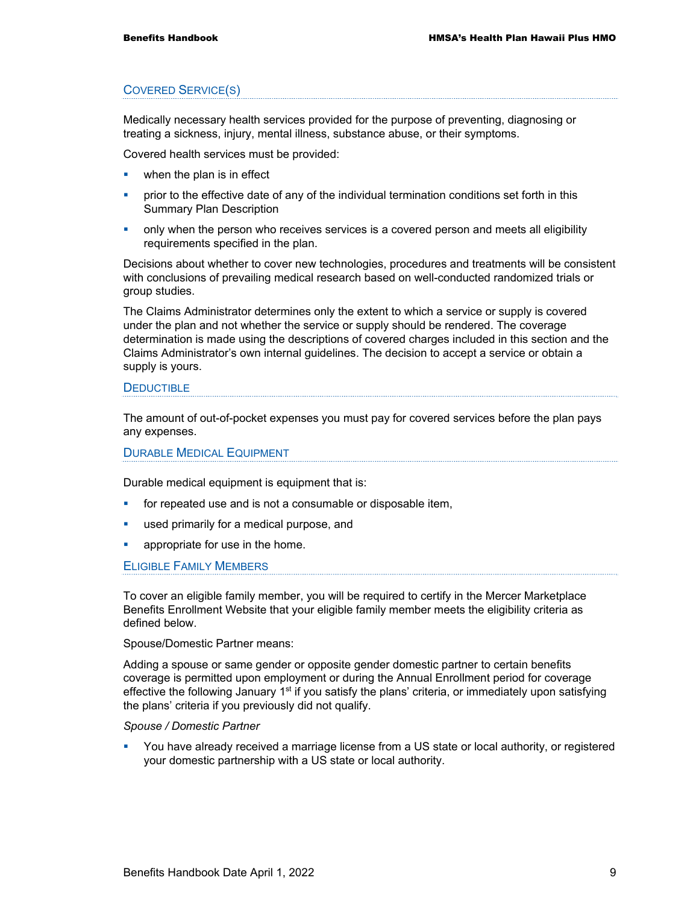## Covered Service(s)

Medically necessary health services provided for the purpose of preventing, diagnosing or treating a sickness, injury, mental illness, substance abuse, or their symptoms.

Covered health services must be provided:

- when the plan is in effect
- prior to the effective date of any of the individual termination conditions set forth in this Summary Plan Description
- only when the person who receives services is a covered person and meets all eligibility requirements specified in the plan.

Decisions about whether to cover new technologies, procedures and treatments will be consistent with conclusions of prevailing medical research based on well-conducted randomized trials or group studies.

The Claims Administrator determines only the extent to which a service or supply is covered under the plan and not whether the service or supply should be rendered. The coverage determination is made using the descriptions of covered charges included in this section and the Claims Administrator's own internal guidelines. The decision to accept a service or obtain a supply is yours.

## Deductible

The amount of out-of-pocket expenses you must pay for covered services before the plan pays any expenses.

## Durable Medical Equipment

Durable medical equipment is equipment that is:

- for repeated use and is not a consumable or disposable item,
- used primarily for a medical purpose, and
- appropriate for use in the home.

## Eligible Family Members

To cover an eligible family member, you will be required to certify in the Mercer Marketplace Benefits Enrollment Website that your eligible family member meets the eligibility criteria as defined below.

Spouse/Domestic Partner means:

Adding a spouse or same gender or opposite gender domestic partner to certain benefits coverage is permitted upon employment or during the Annual Enrollment period for coverage effective the following January 1st if you satisfy the plans' criteria, or immediately upon satisfying the plans' criteria if you previously did not qualify.

*Spouse / Domestic Partner*

- You have already received a marriage license from a US state or local authority, or registered your domestic partnership with a US state or local authority.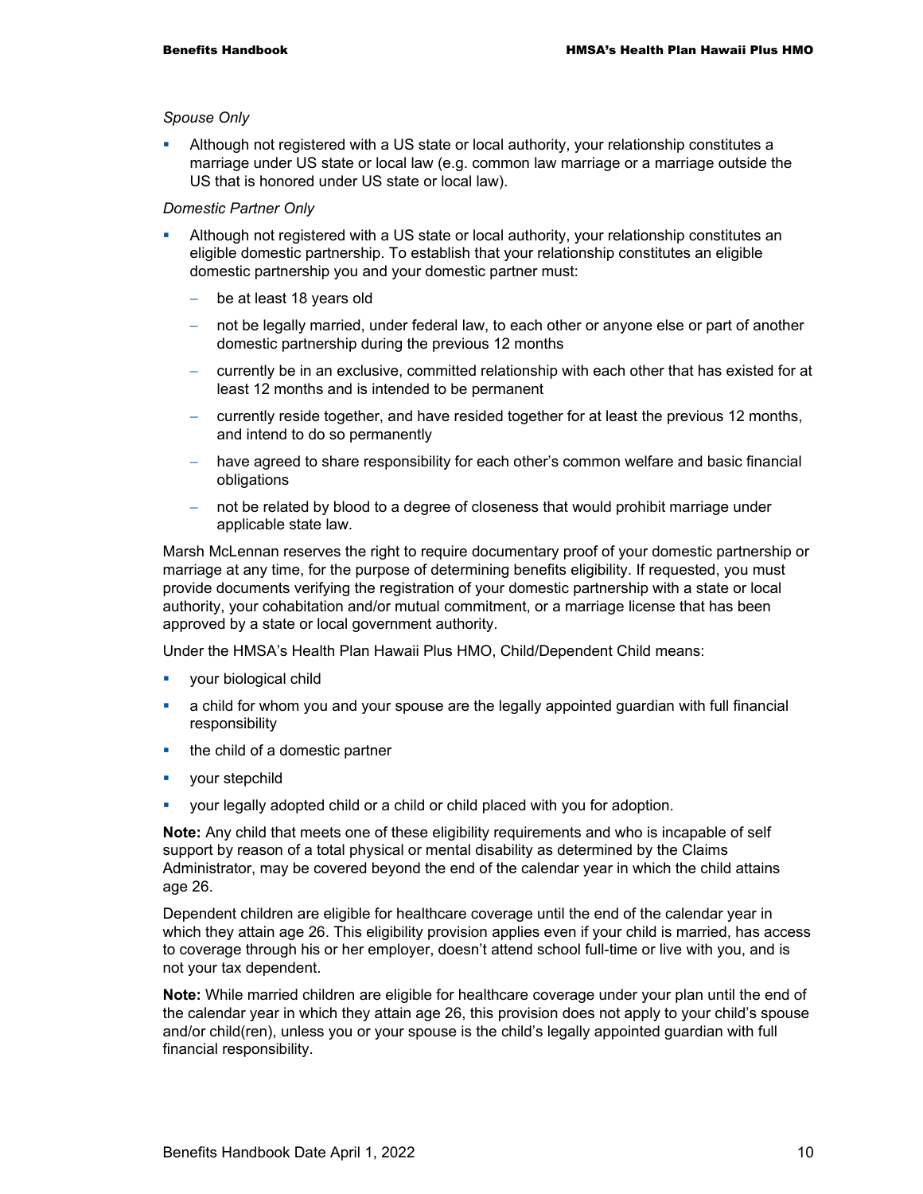*Spouse Only*

- Although not registered with a US state or local authority, your relationship constitutes a marriage under US state or local law (e.g. common law marriage or a marriage outside the US that is honored under US state or local law).

*Domestic Partner Only*

- Although not registered with a US state or local authority, your relationship constitutes an eligible domestic partnership. To establish that your relationship constitutes an eligible domestic partnership you and your domestic partner must:
  - be at least 18 years old
  - not be legally married, under federal law, to each other or anyone else or part of another domestic partnership during the previous 12 months
  - currently be in an exclusive, committed relationship with each other that has existed for at least 12 months and is intended to be permanent
  - currently reside together, and have resided together for at least the previous 12 months, and intend to do so permanently
  - have agreed to share responsibility for each other's common welfare and basic financial obligations
  - not be related by blood to a degree of closeness that would prohibit marriage under applicable state law.

Marsh McLennan reserves the right to require documentary proof of your domestic partnership or marriage at any time, for the purpose of determining benefits eligibility. If requested, you must provide documents verifying the registration of your domestic partnership with a state or local authority, your cohabitation and/or mutual commitment, or a marriage license that has been approved by a state or local government authority.

Under the HMSA's Health Plan Hawaii Plus HMO, Child/Dependent Child means:

- your biological child
- a child for whom you and your spouse are the legally appointed guardian with full financial responsibility
- the child of a domestic partner
- your stepchild
- your legally adopted child or a child or child placed with you for adoption.

**Note:** Any child that meets one of these eligibility requirements and who is incapable of self support by reason of a total physical or mental disability as determined by the Claims Administrator, may be covered beyond the end of the calendar year in which the child attains age 26.

Dependent children are eligible for healthcare coverage until the end of the calendar year in which they attain age 26. This eligibility provision applies even if your child is married, has access to coverage through his or her employer, doesn't attend school full-time or live with you, and is not your tax dependent.

**Note:** While married children are eligible for healthcare coverage under your plan until the end of the calendar year in which they attain age 26, this provision does not apply to your child's spouse and/or child(ren), unless you or your spouse is the child's legally appointed guardian with full financial responsibility.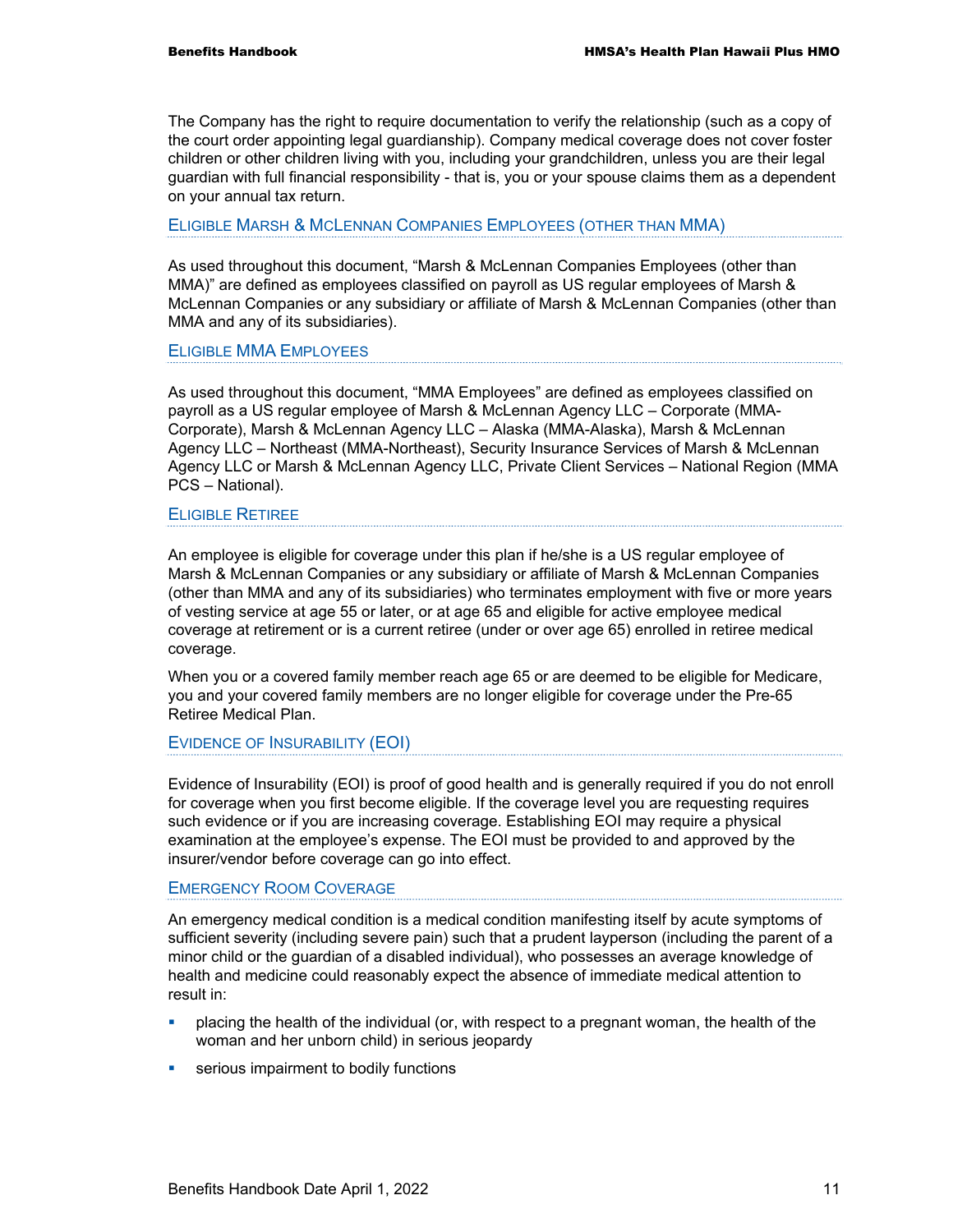The Company has the right to require documentation to verify the relationship (such as a copy of the court order appointing legal guardianship). Company medical coverage does not cover foster children or other children living with you, including your grandchildren, unless you are their legal guardian with full financial responsibility - that is, you or your spouse claims them as a dependent on your annual tax return.

### Eligible Marsh & McLennan Companies Employees (other than MMA)

As used throughout this document, "Marsh & McLennan Companies Employees (other than MMA)" are defined as employees classified on payroll as US regular employees of Marsh & McLennan Companies or any subsidiary or affiliate of Marsh & McLennan Companies (other than MMA and any of its subsidiaries).

### Eligible MMA Employees

As used throughout this document, "MMA Employees" are defined as employees classified on payroll as a US regular employee of Marsh & McLennan Agency LLC – Corporate (MMA-Corporate), Marsh & McLennan Agency LLC – Alaska (MMA-Alaska), Marsh & McLennan Agency LLC – Northeast (MMA-Northeast), Security Insurance Services of Marsh & McLennan Agency LLC or Marsh & McLennan Agency LLC, Private Client Services – National Region (MMA PCS – National).

### Eligible Retiree

An employee is eligible for coverage under this plan if he/she is a US regular employee of Marsh & McLennan Companies or any subsidiary or affiliate of Marsh & McLennan Companies (other than MMA and any of its subsidiaries) who terminates employment with five or more years of vesting service at age 55 or later, or at age 65 and eligible for active employee medical coverage at retirement or is a current retiree (under or over age 65) enrolled in retiree medical coverage.

When you or a covered family member reach age 65 or are deemed to be eligible for Medicare, you and your covered family members are no longer eligible for coverage under the Pre-65 Retiree Medical Plan.

### Evidence of Insurability (EOI)

Evidence of Insurability (EOI) is proof of good health and is generally required if you do not enroll for coverage when you first become eligible. If the coverage level you are requesting requires such evidence or if you are increasing coverage. Establishing EOI may require a physical examination at the employee's expense. The EOI must be provided to and approved by the insurer/vendor before coverage can go into effect.

### Emergency Room Coverage

An emergency medical condition is a medical condition manifesting itself by acute symptoms of sufficient severity (including severe pain) such that a prudent layperson (including the parent of a minor child or the guardian of a disabled individual), who possesses an average knowledge of health and medicine could reasonably expect the absence of immediate medical attention to result in:

- placing the health of the individual (or, with respect to a pregnant woman, the health of the woman and her unborn child) in serious jeopardy
- serious impairment to bodily functions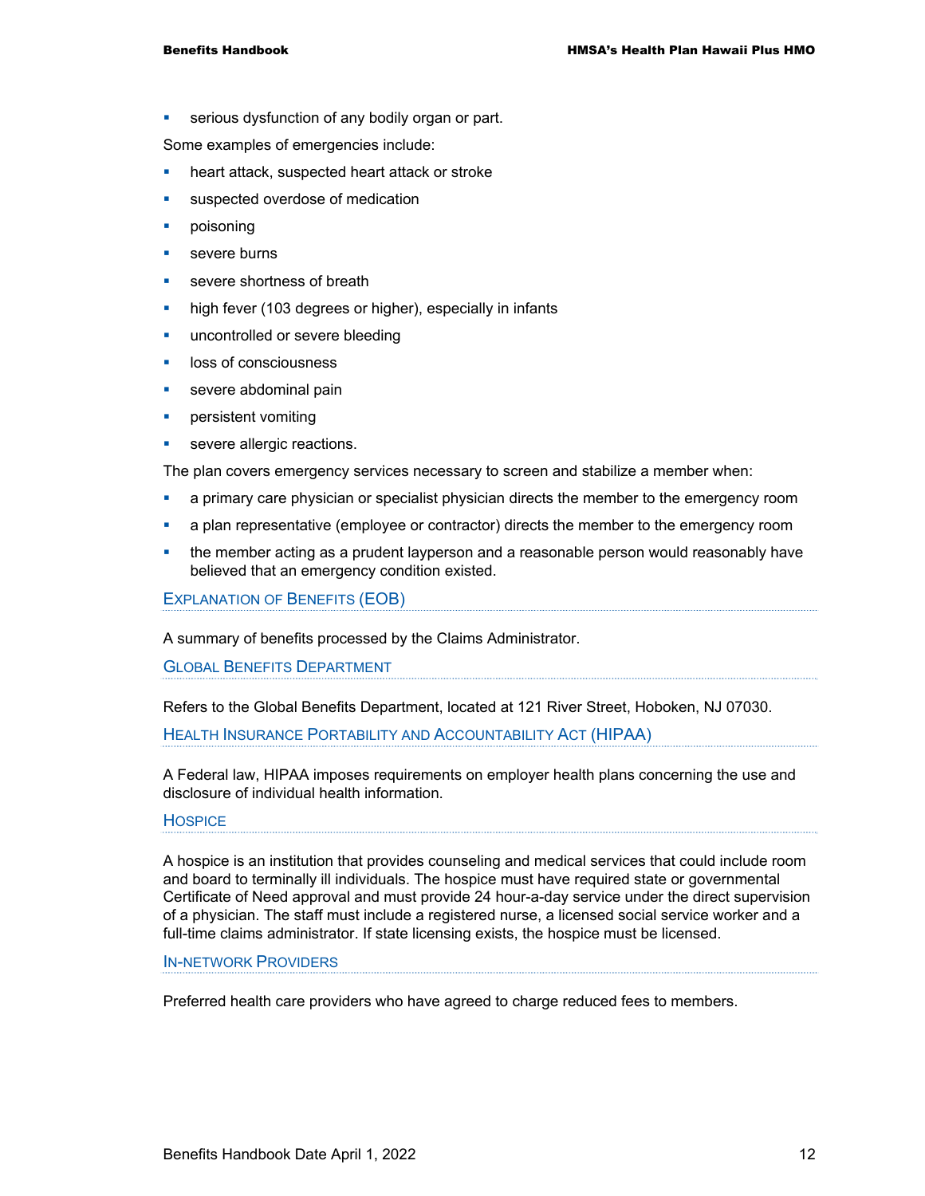- serious dysfunction of any bodily organ or part.

Some examples of emergencies include:

- heart attack, suspected heart attack or stroke
- suspected overdose of medication
- poisoning
- severe burns
- severe shortness of breath
- high fever (103 degrees or higher), especially in infants
- uncontrolled or severe bleeding
- loss of consciousness
- severe abdominal pain
- persistent vomiting
- severe allergic reactions.

The plan covers emergency services necessary to screen and stabilize a member when:

- a primary care physician or specialist physician directs the member to the emergency room
- a plan representative (employee or contractor) directs the member to the emergency room
- the member acting as a prudent layperson and a reasonable person would reasonably have believed that an emergency condition existed.

### Explanation of Benefits (EOB)

A summary of benefits processed by the Claims Administrator.

### Global Benefits Department

Refers to the Global Benefits Department, located at 121 River Street, Hoboken, NJ 07030.

### Health Insurance Portability and Accountability Act (HIPAA)

A Federal law, HIPAA imposes requirements on employer health plans concerning the use and disclosure of individual health information.

### Hospice

A hospice is an institution that provides counseling and medical services that could include room and board to terminally ill individuals. The hospice must have required state or governmental Certificate of Need approval and must provide 24 hour-a-day service under the direct supervision of a physician. The staff must include a registered nurse, a licensed social service worker and a full-time claims administrator. If state licensing exists, the hospice must be licensed.

### In-network Providers

Preferred health care providers who have agreed to charge reduced fees to members.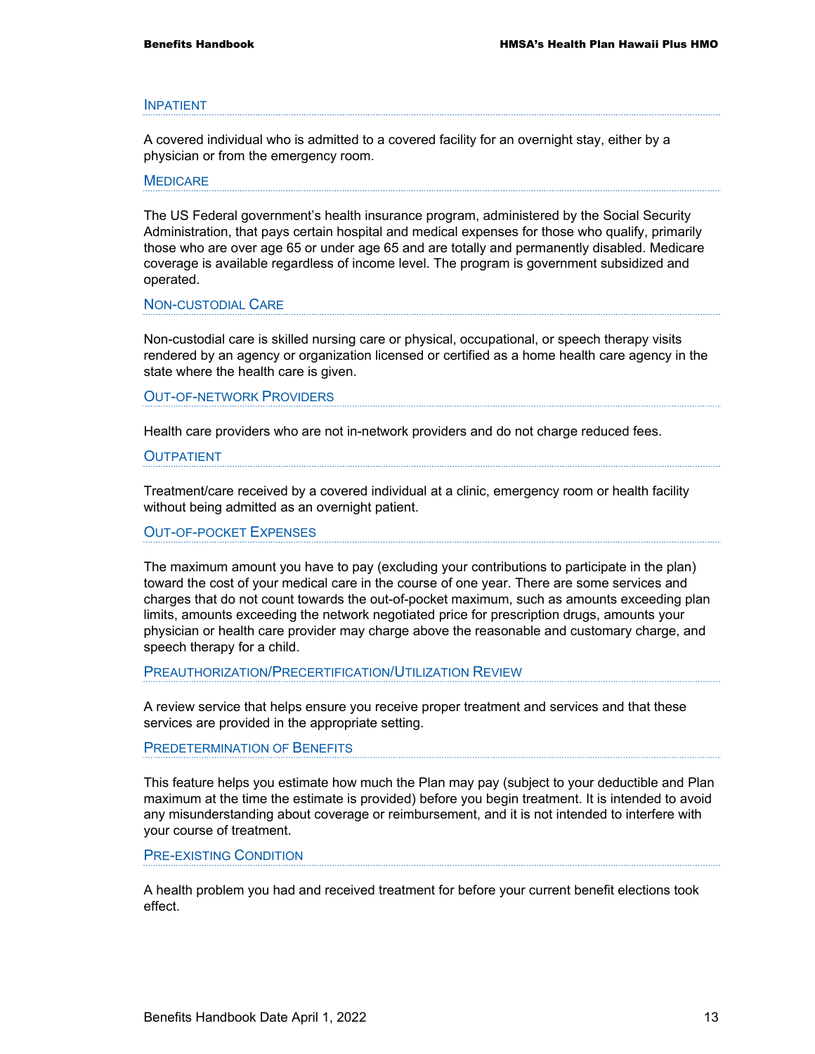### Inpatient

A covered individual who is admitted to a covered facility for an overnight stay, either by a physician or from the emergency room.

### Medicare

The US Federal government's health insurance program, administered by the Social Security Administration, that pays certain hospital and medical expenses for those who qualify, primarily those who are over age 65 or under age 65 and are totally and permanently disabled. Medicare coverage is available regardless of income level. The program is government subsidized and operated.

### Non-custodial Care

Non-custodial care is skilled nursing care or physical, occupational, or speech therapy visits rendered by an agency or organization licensed or certified as a home health care agency in the state where the health care is given.

### Out-of-network Providers

Health care providers who are not in-network providers and do not charge reduced fees.

### Outpatient

Treatment/care received by a covered individual at a clinic, emergency room or health facility without being admitted as an overnight patient.

### Out-of-pocket Expenses

The maximum amount you have to pay (excluding your contributions to participate in the plan) toward the cost of your medical care in the course of one year. There are some services and charges that do not count towards the out-of-pocket maximum, such as amounts exceeding plan limits, amounts exceeding the network negotiated price for prescription drugs, amounts your physician or health care provider may charge above the reasonable and customary charge, and speech therapy for a child.

### Preauthorization/Precertification/Utilization Review

A review service that helps ensure you receive proper treatment and services and that these services are provided in the appropriate setting.

### Predetermination of Benefits

This feature helps you estimate how much the Plan may pay (subject to your deductible and Plan maximum at the time the estimate is provided) before you begin treatment. It is intended to avoid any misunderstanding about coverage or reimbursement, and it is not intended to interfere with your course of treatment.

### Pre-existing Condition

A health problem you had and received treatment for before your current benefit elections took effect.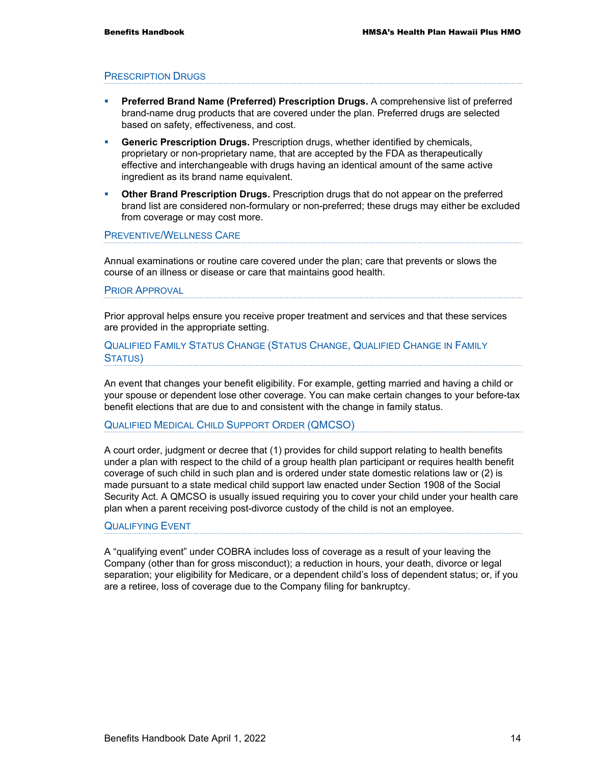## Prescription Drugs

- **Preferred Brand Name (Preferred) Prescription Drugs.** A comprehensive list of preferred brand-name drug products that are covered under the plan. Preferred drugs are selected based on safety, effectiveness, and cost.
- **Generic Prescription Drugs.** Prescription drugs, whether identified by chemicals, proprietary or non-proprietary name, that are accepted by the FDA as therapeutically effective and interchangeable with drugs having an identical amount of the same active ingredient as its brand name equivalent.
- **Other Brand Prescription Drugs.** Prescription drugs that do not appear on the preferred brand list are considered non-formulary or non-preferred; these drugs may either be excluded from coverage or may cost more.

## Preventive/Wellness Care

Annual examinations or routine care covered under the plan; care that prevents or slows the course of an illness or disease or care that maintains good health.

## Prior Approval

Prior approval helps ensure you receive proper treatment and services and that these services are provided in the appropriate setting.

## Qualified Family Status Change (Status Change, Qualified Change in Family Status)

An event that changes your benefit eligibility. For example, getting married and having a child or your spouse or dependent lose other coverage. You can make certain changes to your before-tax benefit elections that are due to and consistent with the change in family status.

## Qualified Medical Child Support Order (QMCSO)

A court order, judgment or decree that (1) provides for child support relating to health benefits under a plan with respect to the child of a group health plan participant or requires health benefit coverage of such child in such plan and is ordered under state domestic relations law or (2) is made pursuant to a state medical child support law enacted under Section 1908 of the Social Security Act. A QMCSO is usually issued requiring you to cover your child under your health care plan when a parent receiving post-divorce custody of the child is not an employee.

## Qualifying Event

A "qualifying event" under COBRA includes loss of coverage as a result of your leaving the Company (other than for gross misconduct); a reduction in hours, your death, divorce or legal separation; your eligibility for Medicare, or a dependent child's loss of dependent status; or, if you are a retiree, loss of coverage due to the Company filing for bankruptcy.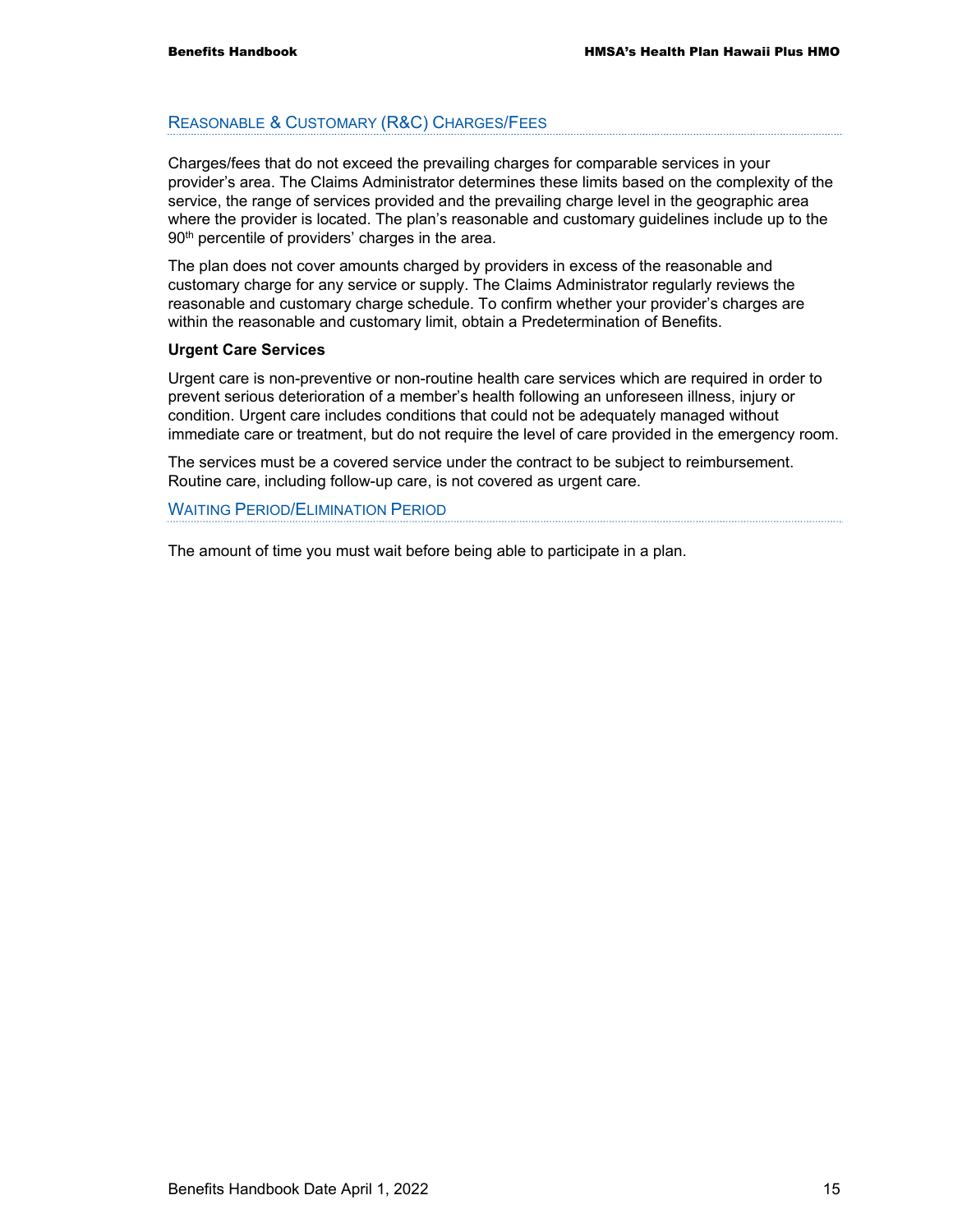## Reasonable & Customary (R&C) Charges/Fees

Charges/fees that do not exceed the prevailing charges for comparable services in your provider's area. The Claims Administrator determines these limits based on the complexity of the service, the range of services provided and the prevailing charge level in the geographic area where the provider is located. The plan's reasonable and customary guidelines include up to the 90th percentile of providers' charges in the area.

The plan does not cover amounts charged by providers in excess of the reasonable and customary charge for any service or supply. The Claims Administrator regularly reviews the reasonable and customary charge schedule. To confirm whether your provider's charges are within the reasonable and customary limit, obtain a Predetermination of Benefits.

**Urgent Care Services**

Urgent care is non-preventive or non-routine health care services which are required in order to prevent serious deterioration of a member's health following an unforeseen illness, injury or condition. Urgent care includes conditions that could not be adequately managed without immediate care or treatment, but do not require the level of care provided in the emergency room.

The services must be a covered service under the contract to be subject to reimbursement. Routine care, including follow-up care, is not covered as urgent care.

## Waiting Period/Elimination Period

The amount of time you must wait before being able to participate in a plan.